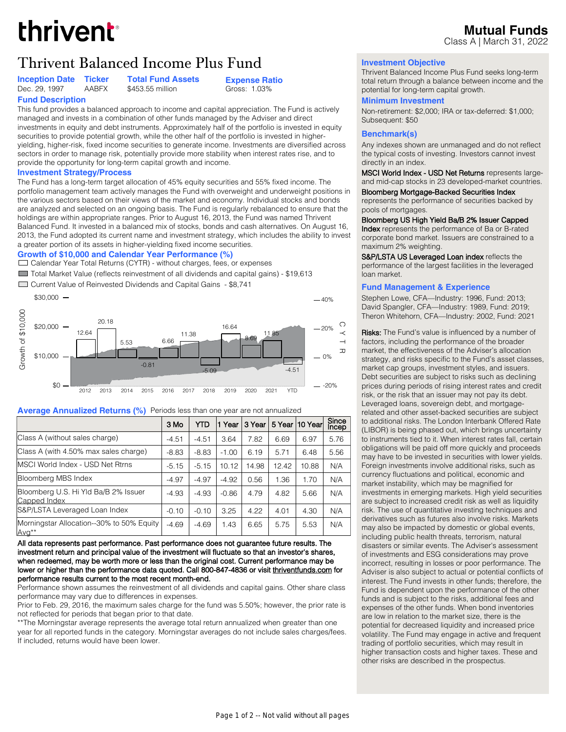# thrivent

## Mutual Funds

Class A | March 31, 2022

# Thrivent Balanced Income Plus Fund

| Inception Date | Ticker | Total Fund Assets | Expense Ratio |
|---|---|---|---|
| Dec. 29, 1997 | AABFX | $453.55 million | Gross: 1.03% |

### Fund Description

This fund provides a balanced approach to income and capital appreciation. The Fund is actively managed and invests in a combination of other funds managed by the Adviser and direct investments in equity and debt instruments. Approximately half of the portfolio is invested in equity securities to provide potential growth, while the other half of the portfolio is invested in higher-yielding, higher-risk, fixed income securities to generate income. Investments are diversified across sectors in order to manage risk, potentially provide more stability when interest rates rise, and to provide the opportunity for long-term capital growth and income.

### Investment Strategy/Process

The Fund has a long-term target allocation of 45% equity securities and 55% fixed income. The portfolio management team actively manages the Fund with overweight and underweight positions in the various sectors based on their views of the market and economy. Individual stocks and bonds are analyzed and selected on an ongoing basis. The Fund is regularly rebalanced to ensure that the holdings are within appropriate ranges. Prior to August 16, 2013, the Fund was named Thrivent Balanced Fund. It invested in a balanced mix of stocks, bonds and cash alternatives. On August 16, 2013, the Fund adopted its current name and investment strategy, which includes the ability to invest a greater portion of its assets in higher-yielding fixed income securities.

### Growth of $10,000 and Calendar Year Performance (%)

- Calendar Year Total Returns (CYTR) - without charges, fees, or expenses
- Total Market Value (reflects reinvestment of all dividends and capital gains) - $19,613
- Current Value of Reinvested Dividends and Capital Gains - $8,741

| 2012 | 2013 | 2014 | 2015 | 2016 | 2017 | 2018 | 2019 | 2020 | 2021 | YTD |
|---|---|---|---|---|---|---|---|---|---|---|
| 12.64 | 20.18 | 5.53 | -0.81 | 6.66 | 11.38 | -5.09 | 16.64 | 8.69 | 11.85 | -4.51 |

### Average Annualized Returns (%) Periods less than one year are not annualized

| | 3 Mo | YTD | 1 Year | 3 Year | 5 Year | 10 Year | Since Incep |
|---|---|---|---|---|---|---|---|
| Class A (without sales charge) | -4.51 | -4.51 | 3.64 | 7.82 | 6.69 | 6.97 | 5.76 |
| Class A (with 4.50% max sales charge) | -8.83 | -8.83 | -1.00 | 6.19 | 5.71 | 6.48 | 5.56 |
| MSCI World Index - USD Net Rtrns | -5.15 | -5.15 | 10.12 | 14.98 | 12.42 | 10.88 | N/A |
| Bloomberg MBS Index | -4.97 | -4.97 | -4.92 | 0.56 | 1.36 | 1.70 | N/A |
| Bloomberg U.S. Hi Yld Ba/B 2% Issuer Capped Index | -4.93 | -4.93 | -0.86 | 4.79 | 4.82 | 5.66 | N/A |
| S&P/LSTA Leveraged Loan Index | -0.10 | -0.10 | 3.25 | 4.22 | 4.01 | 4.30 | N/A |
| Morningstar Allocation--30% to 50% Equity Avg** | -4.69 | -4.69 | 1.43 | 6.65 | 5.75 | 5.53 | N/A |

**All data represents past performance. Past performance does not guarantee future results. The investment return and principal value of the investment will fluctuate so that an investor's shares, when redeemed, may be worth more or less than the original cost. Current performance may be lower or higher than the performance data quoted. Call 800-847-4836 or visit thriventfunds.com for performance results current to the most recent month-end.**

Performance shown assumes the reinvestment of all dividends and capital gains. Other share class performance may vary due to differences in expenses.

Prior to Feb. 29, 2016, the maximum sales charge for the fund was 5.50%; however, the prior rate is not reflected for periods that began prior to that date.

**The Morningstar average represents the average total return annualized when greater than one year for all reported funds in the category. Morningstar averages do not include sales charges/fees. If included, returns would have been lower.

### Investment Objective

Thrivent Balanced Income Plus Fund seeks long-term total return through a balance between income and the potential for long-term capital growth.

### Minimum Investment

Non-retirement: $2,000; IRA or tax-deferred: $1,000; Subsequent: $50

### Benchmark(s)

Any indexes shown are unmanaged and do not reflect the typical costs of investing. Investors cannot invest directly in an index.

**MSCI World Index - USD Net Returns** represents large- and mid-cap stocks in 23 developed-market countries.

**Bloomberg Mortgage-Backed Securities Index** represents the performance of securities backed by pools of mortgages.

**Bloomberg US High Yield Ba/B 2% Issuer Capped Index** represents the performance of Ba or B-rated corporate bond market. Issuers are constrained to a maximum 2% weighting.

**S&P/LSTA US Leveraged Loan index** reflects the performance of the largest facilities in the leveraged loan market.

### Fund Management & Experience

Stephen Lowe, CFA—Industry: 1996, Fund: 2013;
David Spangler, CFA—Industry: 1989, Fund: 2019;
Theron Whitehorn, CFA—Industry: 2002, Fund: 2021

**Risks:** The Fund's value is influenced by a number of factors, including the performance of the broader market, the effectiveness of the Adviser's allocation strategy, and risks specific to the Fund's asset classes, market cap groups, investment styles, and issuers. Debt securities are subject to risks such as declining prices during periods of rising interest rates and credit risk, or the risk that an issuer may not pay its debt. Leveraged loans, sovereign debt, and mortgage-related and other asset-backed securities are subject to additional risks. The London Interbank Offered Rate (LIBOR) is being phased out, which brings uncertainty to instruments tied to it. When interest rates fall, certain obligations will be paid off more quickly and proceeds may have to be invested in securities with lower yields. Foreign investments involve additional risks, such as currency fluctuations and political, economic and market instability, which may be magnified for investments in emerging markets. High yield securities are subject to increased credit risk as well as liquidity risk. The use of quantitative investing techniques and derivatives such as futures also involve risks. Markets may also be impacted by domestic or global events, including public health threats, terrorism, natural disasters or similar events. The Adviser's assessment of investments and ESG considerations may prove incorrect, resulting in losses or poor performance. The Adviser is also subject to actual or potential conflicts of interest. The Fund invests in other funds; therefore, the Fund is dependent upon the performance of the other funds and is subject to the risks, additional fees and expenses of the other funds. When bond inventories are low in relation to the market size, there is the potential for decreased liquidity and increased price volatility. The Fund may engage in active and frequent trading of portfolio securities, which may result in higher transaction costs and higher taxes. These and other risks are described in the prospectus.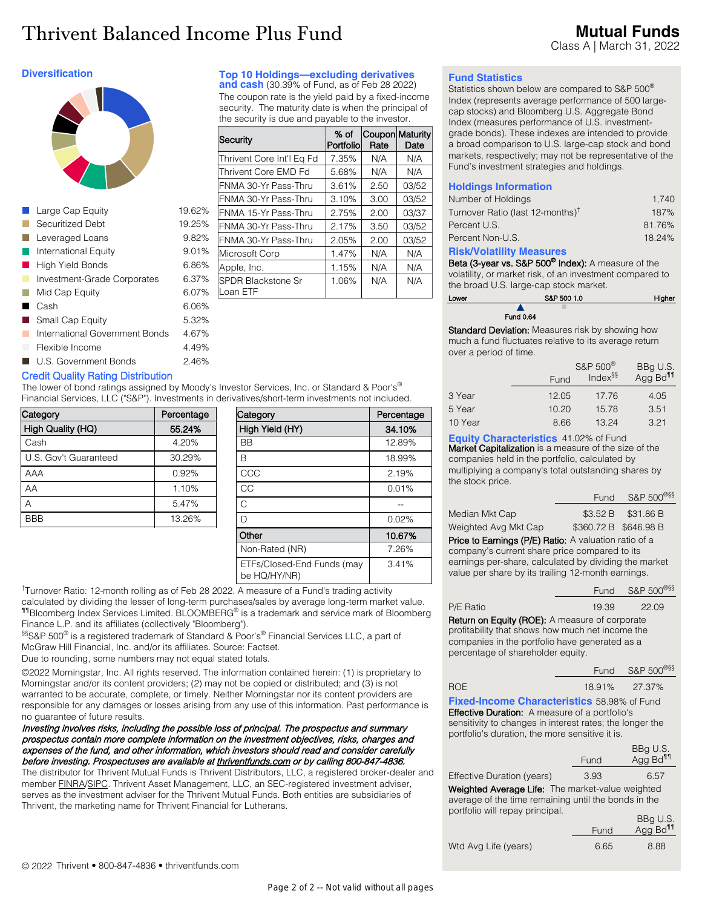# Thrivent Balanced Income Plus Fund

**Mutual Funds**
Class A | March 31, 2022

## Diversification

| | |
|---|---|
| Large Cap Equity | 19.62% |
| Securitized Debt | 19.25% |
| Leveraged Loans | 9.82% |
| International Equity | 9.01% |
| High Yield Bonds | 6.86% |
| Investment-Grade Corporates | 6.37% |
| Mid Cap Equity | 6.07% |
| Cash | 6.06% |
| Small Cap Equity | 5.32% |
| International Government Bonds | 4.67% |
| Flexible Income | 4.49% |
| U.S. Government Bonds | 2.46% |

## Top 10 Holdings—excluding derivatives and cash (30.39% of Fund, as of Feb 28 2022)

The coupon rate is the yield paid by a fixed-income security. The maturity date is when the principal of the security is due and payable to the investor.

| Security | % of Portfolio | Coupon Rate | Maturity Date |
|---|---|---|---|
| Thrivent Core Int'l Eq Fd | 7.35% | N/A | N/A |
| Thrivent Core EMD Fd | 5.68% | N/A | N/A |
| FNMA 30-Yr Pass-Thru | 3.61% | 2.50 | 03/52 |
| FNMA 30-Yr Pass-Thru | 3.10% | 3.00 | 03/52 |
| FNMA 15-Yr Pass-Thru | 2.75% | 2.00 | 03/37 |
| FNMA 30-Yr Pass-Thru | 2.17% | 3.50 | 03/52 |
| FNMA 30-Yr Pass-Thru | 2.05% | 2.00 | 03/52 |
| Microsoft Corp | 1.47% | N/A | N/A |
| Apple, Inc. | 1.15% | N/A | N/A |
| SPDR Blackstone Sr Loan ETF | 1.06% | N/A | N/A |

## Credit Quality Rating Distribution

The lower of bond ratings assigned by Moody's Investor Services, Inc. or Standard & Poor's® Financial Services, LLC ("S&P"). Investments in derivatives/short-term investments not included.

| Category | Percentage |
|---|---|
| **High Quality (HQ)** | **55.24%** |
| Cash | 4.20% |
| U.S. Gov't Guaranteed | 30.29% |
| AAA | 0.92% |
| AA | 1.10% |
| A | 5.47% |
| BBB | 13.26% |

| Category | Percentage |
|---|---|
| **High Yield (HY)** | **34.10%** |
| BB | 12.89% |
| B | 18.99% |
| CCC | 2.19% |
| CC | 0.01% |
| C | -- |
| D | 0.02% |
| **Other** | **10.67%** |
| Non-Rated (NR) | 7.26% |
| ETFs/Closed-End Funds (may be HQ/HY/NR) | 3.41% |

†Turnover Ratio: 12-month rolling as of Feb 28 2022. A measure of a Fund's trading activity calculated by dividing the lesser of long-term purchases/sales by average long-term market value.
¶¶Bloomberg Index Services Limited. BLOOMBERG® is a trademark and service mark of Bloomberg Finance L.P. and its affiliates (collectively "Bloomberg").
§§S&P 500® is a registered trademark of Standard & Poor's® Financial Services LLC, a part of McGraw Hill Financial, Inc. and/or its affiliates. Source: Factset.
Due to rounding, some numbers may not equal stated totals.

©2022 Morningstar, Inc. All rights reserved. The information contained herein: (1) is proprietary to Morningstar and/or its content providers; (2) may not be copied or distributed; and (3) is not warranted to be accurate, complete, or timely. Neither Morningstar nor its content providers are responsible for any damages or losses arising from any use of this information. Past performance is no guarantee of future results.

***Investing involves risks, including the possible loss of principal. The prospectus and summary prospectus contain more complete information on the investment objectives, risks, charges and expenses of the fund, and other information, which investors should read and consider carefully before investing. Prospectuses are available at thriventfunds.com or by calling 800-847-4836.***

The distributor for Thrivent Mutual Funds is Thrivent Distributors, LLC, a registered broker-dealer and member FINRA/SIPC. Thrivent Asset Management, LLC, an SEC-registered investment adviser, serves as the investment adviser for the Thrivent Mutual Funds. Both entities are subsidiaries of Thrivent, the marketing name for Thrivent Financial for Lutherans.

## Fund Statistics

Statistics shown below are compared to S&P 500® Index (represents average performance of 500 large-cap stocks) and Bloomberg U.S. Aggregate Bond Index (measures performance of U.S. investment-grade bonds). These indexes are intended to provide a broad comparison to U.S. large-cap stock and bond markets, respectively; may not be representative of the Fund's investment strategies and holdings.

## Holdings Information

| | |
|---|---|
| Number of Holdings | 1,740 |
| Turnover Ratio (last 12-months)† | 187% |
| Percent U.S. | 81.76% |
| Percent Non-U.S. | 18.24% |

## Risk/Volatility Measures

**Beta (3-year vs. S&P 500® Index):** A measure of the volatility, or market risk, of an investment compared to the broad U.S. large-cap stock market.

Lower
S&P 500 1.0
Higher
Fund 0.64

**Standard Deviation:** Measures risk by showing how much a fund fluctuates relative to its average return over a period of time.

| | Fund | S&P 500® Index§§ | BBg U.S. Agg Bd¶¶ |
|---|---|---|---|
| 3 Year | 12.05 | 17.76 | 4.05 |
| 5 Year | 10.20 | 15.78 | 3.51 |
| 10 Year | 8.66 | 13.24 | 3.21 |

## Equity Characteristics 41.02% of Fund

**Market Capitalization** is a measure of the size of the companies held in the portfolio, calculated by multiplying a company's total outstanding shares by the stock price.

| | Fund | S&P 500®§§ |
|---|---|---|
| Median Mkt Cap | $3.52 B | $31.86 B |
| Weighted Avg Mkt Cap | $360.72 B | $646.98 B |

**Price to Earnings (P/E) Ratio:** A valuation ratio of a company's current share price compared to its earnings per-share, calculated by dividing the market value per share by its trailing 12-month earnings.

| | Fund | S&P 500®§§ |
|---|---|---|
| P/E Ratio | 19.39 | 22.09 |

**Return on Equity (ROE):** A measure of corporate profitability that shows how much net income the companies in the portfolio have generated as a percentage of shareholder equity.

| | Fund | S&P 500®§§ |
|---|---|---|
| ROE | 18.91% | 27.37% |

## Fixed-Income Characteristics 58.98% of Fund

**Effective Duration:** A measure of a portfolio's sensitivity to changes in interest rates; the longer the portfolio's duration, the more sensitive it is.

| | Fund | BBg U.S. Agg Bd¶¶ |
|---|---|---|
| Effective Duration (years) | 3.93 | 6.57 |

**Weighted Average Life:** The market-value weighted average of the time remaining until the bonds in the portfolio will repay principal.

| | Fund | BBg U.S. Agg Bd¶¶ |
|---|---|---|
| Wtd Avg Life (years) | 6.65 | 8.88 |

© 2022 Thrivent • 800-847-4836 • thriventfunds.com